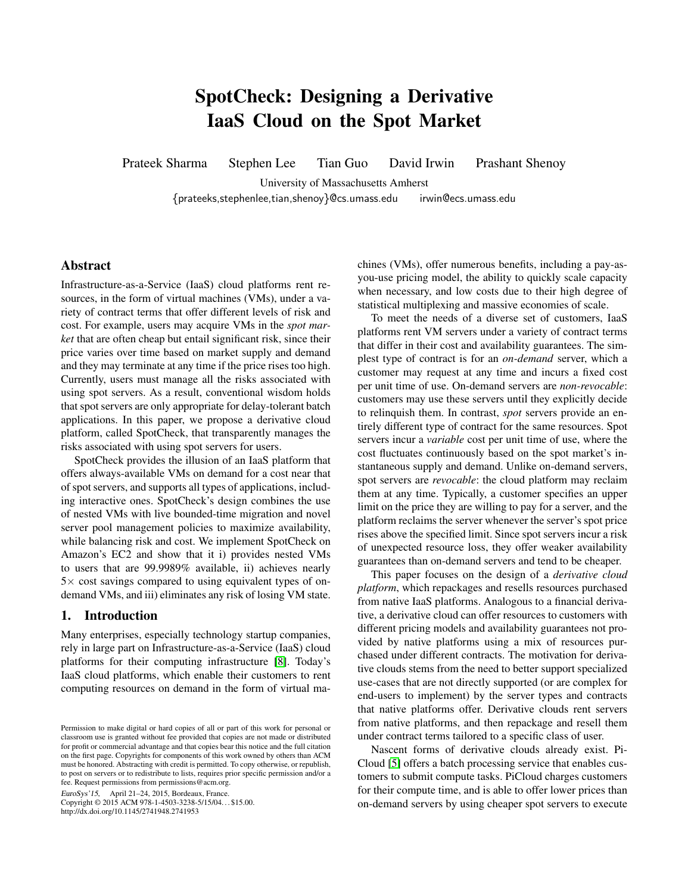# SpotCheck: Designing a Derivative IaaS Cloud on the Spot Market

Prateek Sharma Stephen Lee Tian Guo David Irwin Prashant Shenoy

University of Massachusetts Amherst

{prateeks,stephenlee,tian,shenoy}@cs.umass.edu irwin@ecs.umass.edu

## Abstract

Infrastructure-as-a-Service (IaaS) cloud platforms rent resources, in the form of virtual machines (VMs), under a variety of contract terms that offer different levels of risk and cost. For example, users may acquire VMs in the *spot market* that are often cheap but entail significant risk, since their price varies over time based on market supply and demand and they may terminate at any time if the price rises too high. Currently, users must manage all the risks associated with using spot servers. As a result, conventional wisdom holds that spot servers are only appropriate for delay-tolerant batch applications. In this paper, we propose a derivative cloud platform, called SpotCheck, that transparently manages the risks associated with using spot servers for users.

SpotCheck provides the illusion of an IaaS platform that offers always-available VMs on demand for a cost near that of spot servers, and supports all types of applications, including interactive ones. SpotCheck's design combines the use of nested VMs with live bounded-time migration and novel server pool management policies to maximize availability, while balancing risk and cost. We implement SpotCheck on Amazon's EC2 and show that it i) provides nested VMs to users that are 99.9989% available, ii) achieves nearly $5\times$ cost savings compared to using equivalent types of on-demand VMs, and iii) eliminates any risk of losing VM state.

## 1. Introduction

Many enterprises, especially technology startup companies, rely in large part on Infrastructure-as-a-Service (IaaS) cloud platforms for their computing infrastructure [8]. Today's IaaS cloud platforms, which enable their customers to rent computing resources on demand in the form of virtual machines (VMs), offer numerous benefits, including a pay-as-you-use pricing model, the ability to quickly scale capacity when necessary, and low costs due to their high degree of statistical multiplexing and massive economies of scale.

To meet the needs of a diverse set of customers, IaaS platforms rent VM servers under a variety of contract terms that differ in their cost and availability guarantees. The simplest type of contract is for an *on-demand* server, which a customer may request at any time and incurs a fixed cost per unit time of use. On-demand servers are *non-revocable*: customers may use these servers until they explicitly decide to relinquish them. In contrast, *spot* servers provide an entirely different type of contract for the same resources. Spot servers incur a *variable* cost per unit time of use, where the cost fluctuates continuously based on the spot market's instantaneous supply and demand. Unlike on-demand servers, spot servers are *revocable*: the cloud platform may reclaim them at any time. Typically, a customer specifies an upper limit on the price they are willing to pay for a server, and the platform reclaims the server whenever the server's spot price rises above the specified limit. Since spot servers incur a risk of unexpected resource loss, they offer weaker availability guarantees than on-demand servers and tend to be cheaper.

This paper focuses on the design of a *derivative cloud platform*, which repackages and resells resources purchased from native IaaS platforms. Analogous to a financial derivative, a derivative cloud can offer resources to customers with different pricing models and availability guarantees not provided by native platforms using a mix of resources purchased under different contracts. The motivation for derivative clouds stems from the need to better support specialized use-cases that are not directly supported (or are complex for end-users to implement) by the server types and contracts that native platforms offer. Derivative clouds rent servers from native platforms, and then repackage and resell them under contract terms tailored to a specific class of user.

Nascent forms of derivative clouds already exist. PiCloud [5] offers a batch processing service that enables customers to submit compute tasks. PiCloud charges customers for their compute time, and is able to offer lower prices than on-demand servers by using cheaper spot servers to execute

Permission to make digital or hard copies of all or part of this work for personal or classroom use is granted without fee provided that copies are not made or distributed for profit or commercial advantage and that copies bear this notice and the full citation on the first page. Copyrights for components of this work owned by others than ACM must be honored. Abstracting with credit is permitted. To copy otherwise, or republish, to post on servers or to redistribute to lists, requires prior specific permission and/or a fee. Request permissions from permissions@acm.org.

*EuroSys'15*, April 21–24, 2015, Bordeaux, France.
Copyright © 2015 ACM 978-1-4503-3238-5/15/04...$15.00.
http://dx.doi.org/10.1145/2741948.2741953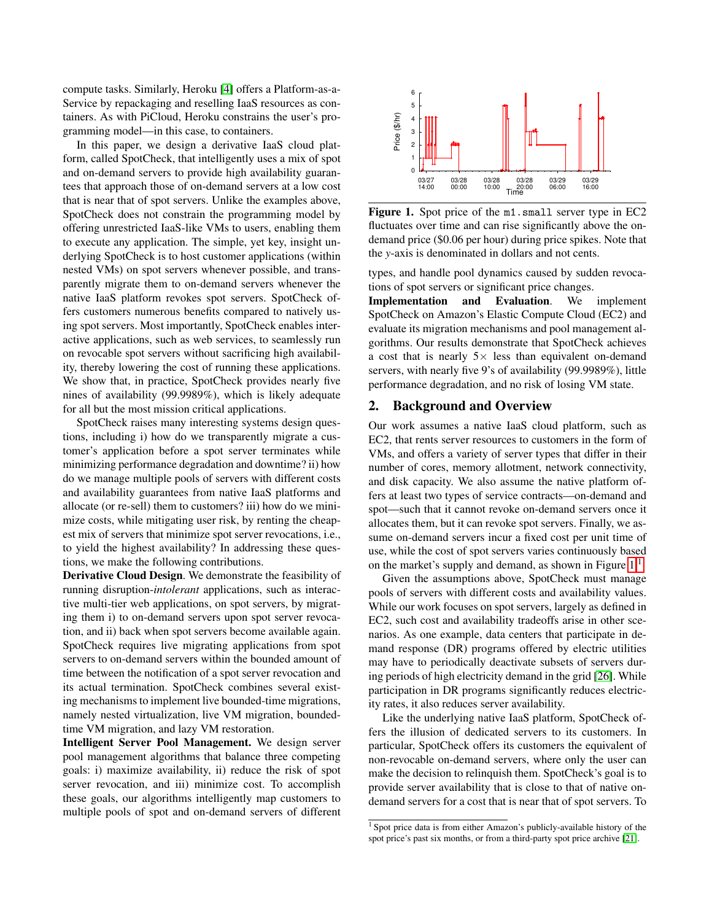compute tasks. Similarly, Heroku [4] offers a Platform-as-a-Service by repackaging and reselling IaaS resources as containers. As with PiCloud, Heroku constrains the user's programming model—in this case, to containers.

In this paper, we design a derivative IaaS cloud platform, called SpotCheck, that intelligently uses a mix of spot and on-demand servers to provide high availability guarantees that approach those of on-demand servers at a low cost that is near that of spot servers. Unlike the examples above, SpotCheck does not constrain the programming model by offering unrestricted IaaS-like VMs to users, enabling them to execute any application. The simple, yet key, insight underlying SpotCheck is to host customer applications (within nested VMs) on spot servers whenever possible, and transparently migrate them to on-demand servers whenever the native IaaS platform revokes spot servers. SpotCheck offers customers numerous benefits compared to natively using spot servers. Most importantly, SpotCheck enables interactive applications, such as web services, to seamlessly run on revocable spot servers without sacrificing high availability, thereby lowering the cost of running these applications. We show that, in practice, SpotCheck provides nearly five nines of availability (99.9989%), which is likely adequate for all but the most mission critical applications.

SpotCheck raises many interesting systems design questions, including i) how do we transparently migrate a customer's application before a spot server terminates while minimizing performance degradation and downtime? ii) how do we manage multiple pools of servers with different costs and availability guarantees from native IaaS platforms and allocate (or re-sell) them to customers? iii) how do we minimize costs, while mitigating user risk, by renting the cheapest mix of servers that minimize spot server revocations, i.e., to yield the highest availability? In addressing these questions, we make the following contributions.

**Derivative Cloud Design**. We demonstrate the feasibility of running disruption-*intolerant* applications, such as interactive multi-tier web applications, on spot servers, by migrating them i) to on-demand servers upon spot server revocation, and ii) back when spot servers become available again. SpotCheck requires live migrating applications from spot servers to on-demand servers within the bounded amount of time between the notification of a spot server revocation and its actual termination. SpotCheck combines several existing mechanisms to implement live bounded-time migrations, namely nested virtualization, live VM migration, bounded-time VM migration, and lazy VM restoration.

**Intelligent Server Pool Management.** We design server pool management algorithms that balance three competing goals: i) maximize availability, ii) reduce the risk of spot server revocation, and iii) minimize cost. To accomplish these goals, our algorithms intelligently map customers to multiple pools of spot and on-demand servers of different types, and handle pool dynamics caused by sudden revocations of spot servers or significant price changes.

**Figure 1.** Spot price of the `m1.small` server type in EC2 fluctuates over time and can rise significantly above the on-demand price ($0.06 per hour) during price spikes. Note that the *y*-axis is denominated in dollars and not cents.

**Implementation and Evaluation**. We implement SpotCheck on Amazon's Elastic Compute Cloud (EC2) and evaluate its migration mechanisms and pool management algorithms. Our results demonstrate that SpotCheck achieves a cost that is nearly 5× less than equivalent on-demand servers, with nearly five 9's of availability (99.9989%), little performance degradation, and no risk of losing VM state.

## 2. Background and Overview

Our work assumes a native IaaS cloud platform, such as EC2, that rents server resources to customers in the form of VMs, and offers a variety of server types that differ in their number of cores, memory allotment, network connectivity, and disk capacity. We also assume the native platform offers at least two types of service contracts—on-demand and spot—such that it cannot revoke on-demand servers once it allocates them, but it can revoke spot servers. Finally, we assume on-demand servers incur a fixed cost per unit time of use, while the cost of spot servers varies continuously based on the market's supply and demand, as shown in Figure 1.[1]

Given the assumptions above, SpotCheck must manage pools of servers with different costs and availability values. While our work focuses on spot servers, largely as defined in EC2, such cost and availability tradeoffs arise in other scenarios. As one example, data centers that participate in demand response (DR) programs offered by electric utilities may have to periodically deactivate subsets of servers during periods of high electricity demand in the grid [26]. While participation in DR programs significantly reduces electricity rates, it also reduces server availability.

Like the underlying native IaaS platform, SpotCheck offers the illusion of dedicated servers to its customers. In particular, SpotCheck offers its customers the equivalent of non-revocable on-demand servers, where only the user can make the decision to relinquish them. SpotCheck's goal is to provide server availability that is close to that of native on-demand servers for a cost that is near that of spot servers. To

[1] Spot price data is from either Amazon's publicly-available history of the spot price's past six months, or from a third-party spot price archive [21].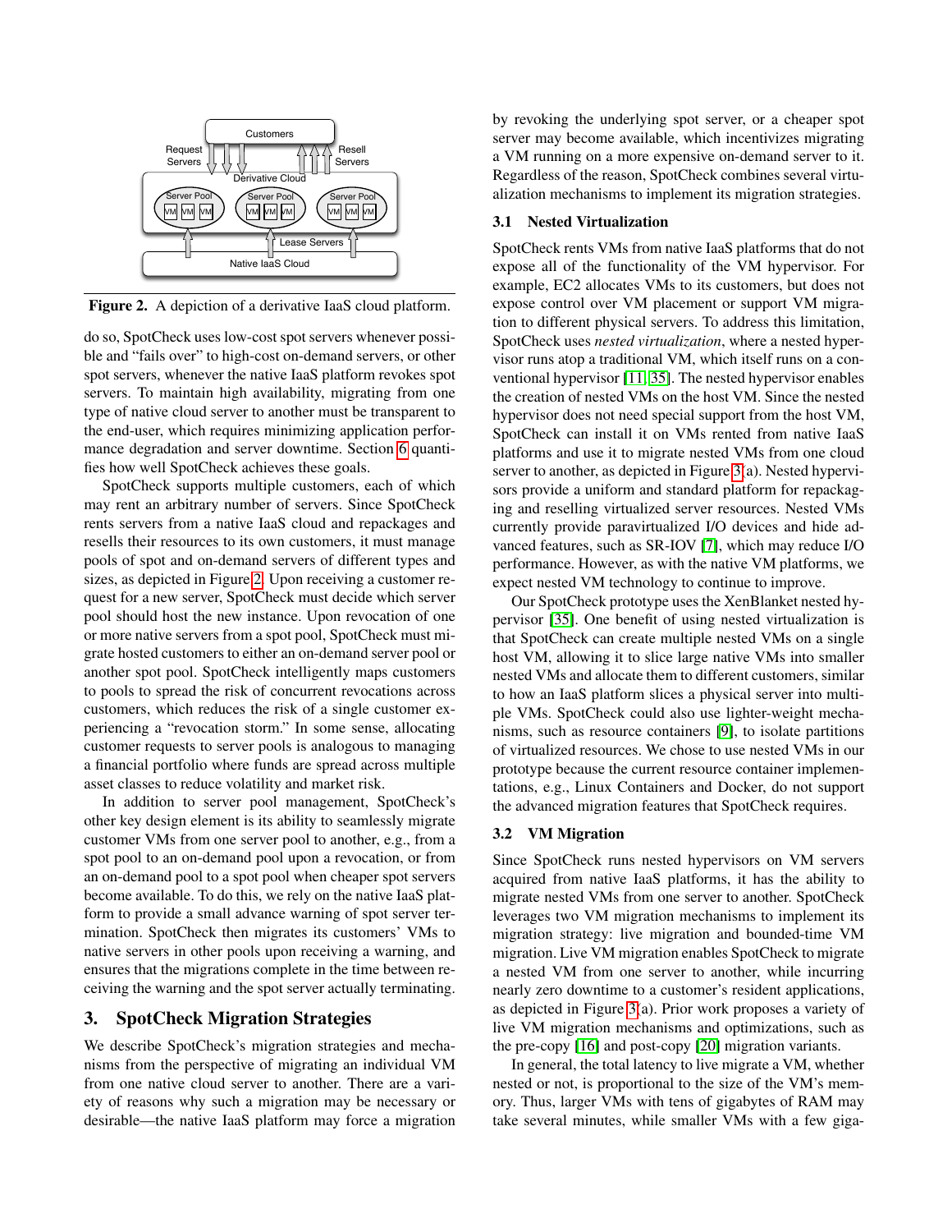Figure 2. A depiction of a derivative IaaS cloud platform.

do so, SpotCheck uses low-cost spot servers whenever possible and "fails over" to high-cost on-demand servers, or other spot servers, whenever the native IaaS platform revokes spot servers. To maintain high availability, migrating from one type of native cloud server to another must be transparent to the end-user, which requires minimizing application performance degradation and server downtime. Section 6 quantifies how well SpotCheck achieves these goals.

SpotCheck supports multiple customers, each of which may rent an arbitrary number of servers. Since SpotCheck rents servers from a native IaaS cloud and repackages and resells their resources to its own customers, it must manage pools of spot and on-demand servers of different types and sizes, as depicted in Figure 2. Upon receiving a customer request for a new server, SpotCheck must decide which server pool should host the new instance. Upon revocation of one or more native servers from a spot pool, SpotCheck must migrate hosted customers to either an on-demand server pool or another spot pool. SpotCheck intelligently maps customers to pools to spread the risk of concurrent revocations across customers, which reduces the risk of a single customer experiencing a "revocation storm." In some sense, allocating customer requests to server pools is analogous to managing a financial portfolio where funds are spread across multiple asset classes to reduce volatility and market risk.

In addition to server pool management, SpotCheck's other key design element is its ability to seamlessly migrate customer VMs from one server pool to another, e.g., from a spot pool to an on-demand pool upon a revocation, or from an on-demand pool to a spot pool when cheaper spot servers become available. To do this, we rely on the native IaaS platform to provide a small advance warning of spot server termination. SpotCheck then migrates its customers' VMs to native servers in other pools upon receiving a warning, and ensures that the migrations complete in the time between receiving the warning and the spot server actually terminating.

## 3. SpotCheck Migration Strategies

We describe SpotCheck's migration strategies and mechanisms from the perspective of migrating an individual VM from one native cloud server to another. There are a variety of reasons why such a migration may be necessary or desirable—the native IaaS platform may force a migration by revoking the underlying spot server, or a cheaper spot server may become available, which incentivizes migrating a VM running on a more expensive on-demand server to it. Regardless of the reason, SpotCheck combines several virtualization mechanisms to implement its migration strategies.

### 3.1 Nested Virtualization

SpotCheck rents VMs from native IaaS platforms that do not expose all of the functionality of the VM hypervisor. For example, EC2 allocates VMs to its customers, but does not expose control over VM placement or support VM migration to different physical servers. To address this limitation, SpotCheck uses *nested virtualization*, where a nested hypervisor runs atop a traditional VM, which itself runs on a conventional hypervisor [11, 35]. The nested hypervisor enables the creation of nested VMs on the host VM. Since the nested hypervisor does not need special support from the host VM, SpotCheck can install it on VMs rented from native IaaS platforms and use it to migrate nested VMs from one cloud server to another, as depicted in Figure 3(a). Nested hypervisors provide a uniform and standard platform for repackaging and reselling virtualized server resources. Nested VMs currently provide paravirtualized I/O devices and hide advanced features, such as SR-IOV [7], which may reduce I/O performance. However, as with the native VM platforms, we expect nested VM technology to continue to improve.

Our SpotCheck prototype uses the XenBlanket nested hypervisor [35]. One benefit of using nested virtualization is that SpotCheck can create multiple nested VMs on a single host VM, allowing it to slice large native VMs into smaller nested VMs and allocate them to different customers, similar to how an IaaS platform slices a physical server into multiple VMs. SpotCheck could also use lighter-weight mechanisms, such as resource containers [9], to isolate partitions of virtualized resources. We chose to use nested VMs in our prototype because the current resource container implementations, e.g., Linux Containers and Docker, do not support the advanced migration features that SpotCheck requires.

### 3.2 VM Migration

Since SpotCheck runs nested hypervisors on VM servers acquired from native IaaS platforms, it has the ability to migrate nested VMs from one server to another. SpotCheck leverages two VM migration mechanisms to implement its migration strategy: live migration and bounded-time VM migration. Live VM migration enables SpotCheck to migrate a nested VM from one server to another, while incurring nearly zero downtime to a customer's resident applications, as depicted in Figure 3(a). Prior work proposes a variety of live VM migration mechanisms and optimizations, such as the pre-copy [16] and post-copy [20] migration variants.

In general, the total latency to live migrate a VM, whether nested or not, is proportional to the size of the VM's memory. Thus, larger VMs with tens of gigabytes of RAM may take several minutes, while smaller VMs with a few giga-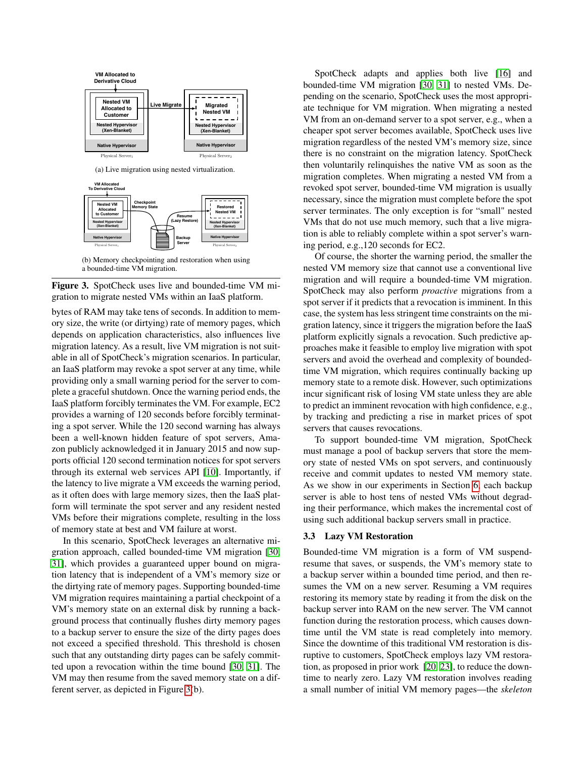(a) Live migration using nested virtualization.

(b) Memory checkpointing and restoration when using a bounded-time VM migration.

**Figure 3.** SpotCheck uses live and bounded-time VM migration to migrate nested VMs within an IaaS platform.

bytes of RAM may take tens of seconds. In addition to memory size, the write (or dirtying) rate of memory pages, which depends on application characteristics, also influences live migration latency. As a result, live VM migration is not suitable in all of SpotCheck's migration scenarios. In particular, an IaaS platform may revoke a spot server at any time, while providing only a small warning period for the server to complete a graceful shutdown. Once the warning period ends, the IaaS platform forcibly terminates the VM. For example, EC2 provides a warning of 120 seconds before forcibly terminating a spot server. While the 120 second warning has always been a well-known hidden feature of spot servers, Amazon publicly acknowledged it in January 2015 and now supports official 120 second termination notices for spot servers through its external web services API [10]. Importantly, if the latency to live migrate a VM exceeds the warning period, as it often does with large memory sizes, then the IaaS platform will terminate the spot server and any resident nested VMs before their migrations complete, resulting in the loss of memory state at best and VM failure at worst.

In this scenario, SpotCheck leverages an alternative migration approach, called bounded-time VM migration [30, 31], which provides a guaranteed upper bound on migration latency that is independent of a VM's memory size or the dirtying rate of memory pages. Supporting bounded-time VM migration requires maintaining a partial checkpoint of a VM's memory state on an external disk by running a background process that continually flushes dirty memory pages to a backup server to ensure the size of the dirty pages does not exceed a specified threshold. This threshold is chosen such that any outstanding dirty pages can be safely committed upon a revocation within the time bound [30, 31]. The VM may then resume from the saved memory state on a different server, as depicted in Figure 3(b).

SpotCheck adapts and applies both live [16] and bounded-time VM migration [30, 31] to nested VMs. Depending on the scenario, SpotCheck uses the most appropriate technique for VM migration. When migrating a nested VM from an on-demand server to a spot server, e.g., when a cheaper spot server becomes available, SpotCheck uses live migration regardless of the nested VM's memory size, since there is no constraint on the migration latency. SpotCheck then voluntarily relinquishes the native VM as soon as the migration completes. When migrating a nested VM from a revoked spot server, bounded-time VM migration is usually necessary, since the migration must complete before the spot server terminates. The only exception is for "small" nested VMs that do not use much memory, such that a live migration is able to reliably complete within a spot server's warning period, e.g.,120 seconds for EC2.

Of course, the shorter the warning period, the smaller the nested VM memory size that cannot use a conventional live migration and will require a bounded-time VM migration. SpotCheck may also perform *proactive* migrations from a spot server if it predicts that a revocation is imminent. In this case, the system has less stringent time constraints on the migration latency, since it triggers the migration before the IaaS platform explicitly signals a revocation. Such predictive approaches make it feasible to employ live migration with spot servers and avoid the overhead and complexity of bounded-time VM migration, which requires continually backing up memory state to a remote disk. However, such optimizations incur significant risk of losing VM state unless they are able to predict an imminent revocation with high confidence, e.g., by tracking and predicting a rise in market prices of spot servers that causes revocations.

To support bounded-time VM migration, SpotCheck must manage a pool of backup servers that store the memory state of nested VMs on spot servers, and continuously receive and commit updates to nested VM memory state. As we show in our experiments in Section 6, each backup server is able to host tens of nested VMs without degrading their performance, which makes the incremental cost of using such additional backup servers small in practice.

### 3.3 Lazy VM Restoration

Bounded-time VM migration is a form of VM suspend-resume that saves, or suspends, the VM's memory state to a backup server within a bounded time period, and then resumes the VM on a new server. Resuming a VM requires restoring its memory state by reading it from the disk on the backup server into RAM on the new server. The VM cannot function during the restoration process, which causes downtime until the VM state is read completely into memory. Since the downtime of this traditional VM restoration is disruptive to customers, SpotCheck employs lazy VM restoration, as proposed in prior work [20, 23], to reduce the downtime to nearly zero. Lazy VM restoration involves reading a small number of initial VM memory pages—the *skeleton*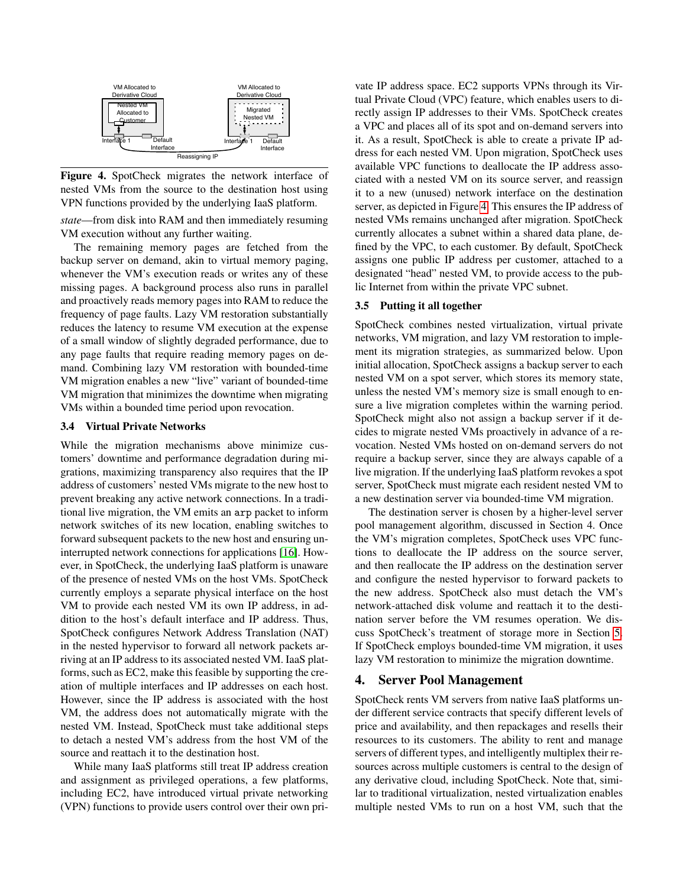VM Allocated to Derivative Cloud

Nested VM Allocated to Customer

Interface 1 Default Interface

VM Allocated to Derivative Cloud

Migrated Nested VM

Interface 1 Default Interface

Reassigning IP

**Figure 4.** SpotCheck migrates the network interface of nested VMs from the source to the destination host using VPN functions provided by the underlying IaaS platform.

*state*—from disk into RAM and then immediately resuming VM execution without any further waiting.

The remaining memory pages are fetched from the backup server on demand, akin to virtual memory paging, whenever the VM's execution reads or writes any of these missing pages. A background process also runs in parallel and proactively reads memory pages into RAM to reduce the frequency of page faults. Lazy VM restoration substantially reduces the latency to resume VM execution at the expense of a small window of slightly degraded performance, due to any page faults that require reading memory pages on demand. Combining lazy VM restoration with bounded-time VM migration enables a new "live" variant of bounded-time VM migration that minimizes the downtime when migrating VMs within a bounded time period upon revocation.

### 3.4 Virtual Private Networks

While the migration mechanisms above minimize customers' downtime and performance degradation during migrations, maximizing transparency also requires that the IP address of customers' nested VMs migrate to the new host to prevent breaking any active network connections. In a traditional live migration, the VM emits an `arp` packet to inform network switches of its new location, enabling switches to forward subsequent packets to the new host and ensuring uninterrupted network connections for applications [16]. However, in SpotCheck, the underlying IaaS platform is unaware of the presence of nested VMs on the host VMs. SpotCheck currently employs a separate physical interface on the host VM to provide each nested VM its own IP address, in addition to the host's default interface and IP address. Thus, SpotCheck configures Network Address Translation (NAT) in the nested hypervisor to forward all network packets arriving at an IP address to its associated nested VM. IaaS platforms, such as EC2, make this feasible by supporting the creation of multiple interfaces and IP addresses on each host. However, since the IP address is associated with the host VM, the address does not automatically migrate with the nested VM. Instead, SpotCheck must take additional steps to detach a nested VM's address from the host VM of the source and reattach it to the destination host.

While many IaaS platforms still treat IP address creation and assignment as privileged operations, a few platforms, including EC2, have introduced virtual private networking (VPN) functions to provide users control over their own private IP address space. EC2 supports VPNs through its Virtual Private Cloud (VPC) feature, which enables users to directly assign IP addresses to their VMs. SpotCheck creates a VPC and places all of its spot and on-demand servers into it. As a result, SpotCheck is able to create a private IP address for each nested VM. Upon migration, SpotCheck uses available VPC functions to deallocate the IP address associated with a nested VM on its source server, and reassign it to a new (unused) network interface on the destination server, as depicted in Figure 4. This ensures the IP address of nested VMs remains unchanged after migration. SpotCheck currently allocates a subnet within a shared data plane, defined by the VPC, to each customer. By default, SpotCheck assigns one public IP address per customer, attached to a designated "head" nested VM, to provide access to the public Internet from within the private VPC subnet.

### 3.5 Putting it all together

SpotCheck combines nested virtualization, virtual private networks, VM migration, and lazy VM restoration to implement its migration strategies, as summarized below. Upon initial allocation, SpotCheck assigns a backup server to each nested VM on a spot server, which stores its memory state, unless the nested VM's memory size is small enough to ensure a live migration completes within the warning period. SpotCheck might also not assign a backup server if it decides to migrate nested VMs proactively in advance of a revocation. Nested VMs hosted on on-demand servers do not require a backup server, since they are always capable of a live migration. If the underlying IaaS platform revokes a spot server, SpotCheck must migrate each resident nested VM to a new destination server via bounded-time VM migration.

The destination server is chosen by a higher-level server pool management algorithm, discussed in Section 4. Once the VM's migration completes, SpotCheck uses VPC functions to deallocate the IP address on the source server, and then reallocate the IP address on the destination server and configure the nested hypervisor to forward packets to the new address. SpotCheck also must detach the VM's network-attached disk volume and reattach it to the destination server before the VM resumes operation. We discuss SpotCheck's treatment of storage more in Section 5. If SpotCheck employs bounded-time VM migration, it uses lazy VM restoration to minimize the migration downtime.

## 4. Server Pool Management

SpotCheck rents VM servers from native IaaS platforms under different service contracts that specify different levels of price and availability, and then repackages and resells their resources to its customers. The ability to rent and manage servers of different types, and intelligently multiplex their resources across multiple customers is central to the design of any derivative cloud, including SpotCheck. Note that, similar to traditional virtualization, nested virtualization enables multiple nested VMs to run on a host VM, such that the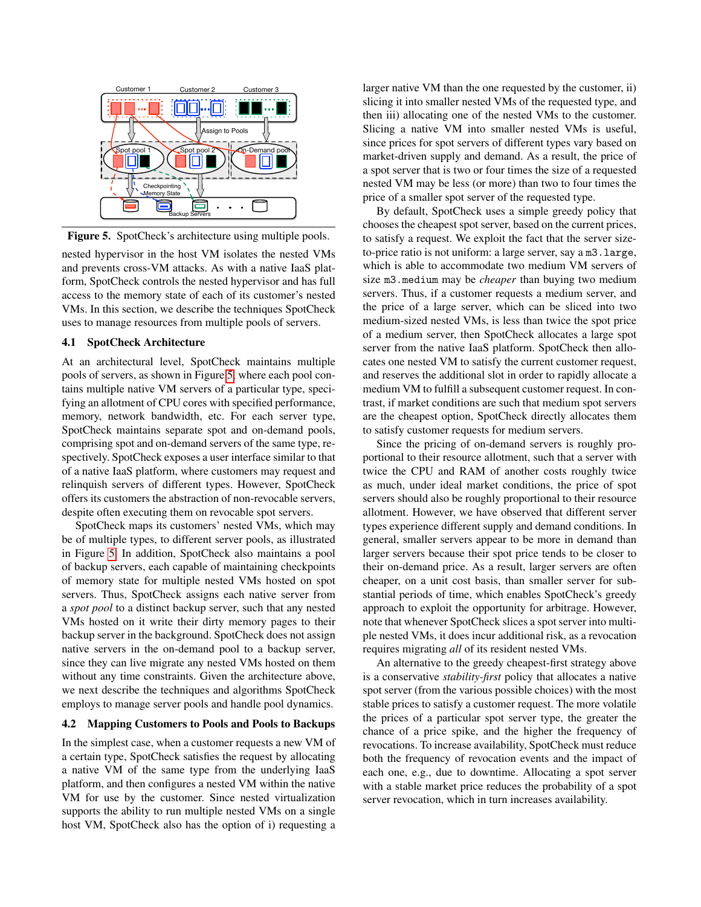**Figure 5.** SpotCheck's architecture using multiple pools.

nested hypervisor in the host VM isolates the nested VMs and prevents cross-VM attacks. As with a native IaaS platform, SpotCheck controls the nested hypervisor and has full access to the memory state of each of its customer's nested VMs. In this section, we describe the techniques SpotCheck uses to manage resources from multiple pools of servers.

### 4.1 SpotCheck Architecture

At an architectural level, SpotCheck maintains multiple pools of servers, as shown in Figure 5, where each pool contains multiple native VM servers of a particular type, specifying an allotment of CPU cores with specified performance, memory, network bandwidth, etc. For each server type, SpotCheck maintains separate spot and on-demand pools, comprising spot and on-demand servers of the same type, respectively. SpotCheck exposes a user interface similar to that of a native IaaS platform, where customers may request and relinquish servers of different types. However, SpotCheck offers its customers the abstraction of non-revocable servers, despite often executing them on revocable spot servers.

SpotCheck maps its customers' nested VMs, which may be of multiple types, to different server pools, as illustrated in Figure 5. In addition, SpotCheck also maintains a pool of backup servers, each capable of maintaining checkpoints of memory state for multiple nested VMs hosted on spot servers. Thus, SpotCheck assigns each native server from a *spot pool* to a distinct backup server, such that any nested VMs hosted on it write their dirty memory pages to their backup server in the background. SpotCheck does not assign native servers in the on-demand pool to a backup server, since they can live migrate any nested VMs hosted on them without any time constraints. Given the architecture above, we next describe the techniques and algorithms SpotCheck employs to manage server pools and handle pool dynamics.

### 4.2 Mapping Customers to Pools and Pools to Backups

In the simplest case, when a customer requests a new VM of a certain type, SpotCheck satisfies the request by allocating a native VM of the same type from the underlying IaaS platform, and then configures a nested VM within the native VM for use by the customer. Since nested virtualization supports the ability to run multiple nested VMs on a single host VM, SpotCheck also has the option of i) requesting a larger native VM than the one requested by the customer, ii) slicing it into smaller nested VMs of the requested type, and then iii) allocating one of the nested VMs to the customer. Slicing a native VM into smaller nested VMs is useful, since prices for spot servers of different types vary based on market-driven supply and demand. As a result, the price of a spot server that is two or four times the size of a requested nested VM may be less (or more) than two to four times the price of a smaller spot server of the requested type.

By default, SpotCheck uses a simple greedy policy that chooses the cheapest spot server, based on the current prices, to satisfy a request. We exploit the fact that the server size-to-price ratio is not uniform: a large server, say a `m3.large`, which is able to accommodate two medium VM servers of size `m3.medium` may be *cheaper* than buying two medium servers. Thus, if a customer requests a medium server, and the price of a large server, which can be sliced into two medium-sized nested VMs, is less than twice the spot price of a medium server, then SpotCheck allocates a large spot server from the native IaaS platform. SpotCheck then allocates one nested VM to satisfy the current customer request, and reserves the additional slot in order to rapidly allocate a medium VM to fulfill a subsequent customer request. In contrast, if market conditions are such that medium spot servers are the cheapest option, SpotCheck directly allocates them to satisfy customer requests for medium servers.

Since the pricing of on-demand servers is roughly proportional to their resource allotment, such that a server with twice the CPU and RAM of another costs roughly twice as much, under ideal market conditions, the price of spot servers should also be roughly proportional to their resource allotment. However, we have observed that different server types experience different supply and demand conditions. In general, smaller servers appear to be more in demand than larger servers because their spot price tends to be closer to their on-demand price. As a result, larger servers are often cheaper, on a unit cost basis, than smaller server for substantial periods of time, which enables SpotCheck's greedy approach to exploit the opportunity for arbitrage. However, note that whenever SpotCheck slices a spot server into multiple nested VMs, it does incur additional risk, as a revocation requires migrating *all* of its resident nested VMs.

An alternative to the greedy cheapest-first strategy above is a conservative *stability-first* policy that allocates a native spot server (from the various possible choices) with the most stable prices to satisfy a customer request. The more volatile the prices of a particular spot server type, the greater the chance of a price spike, and the higher the frequency of revocations. To increase availability, SpotCheck must reduce both the frequency of revocation events and the impact of each one, e.g., due to downtime. Allocating a spot server with a stable market price reduces the probability of a spot server revocation, which in turn increases availability.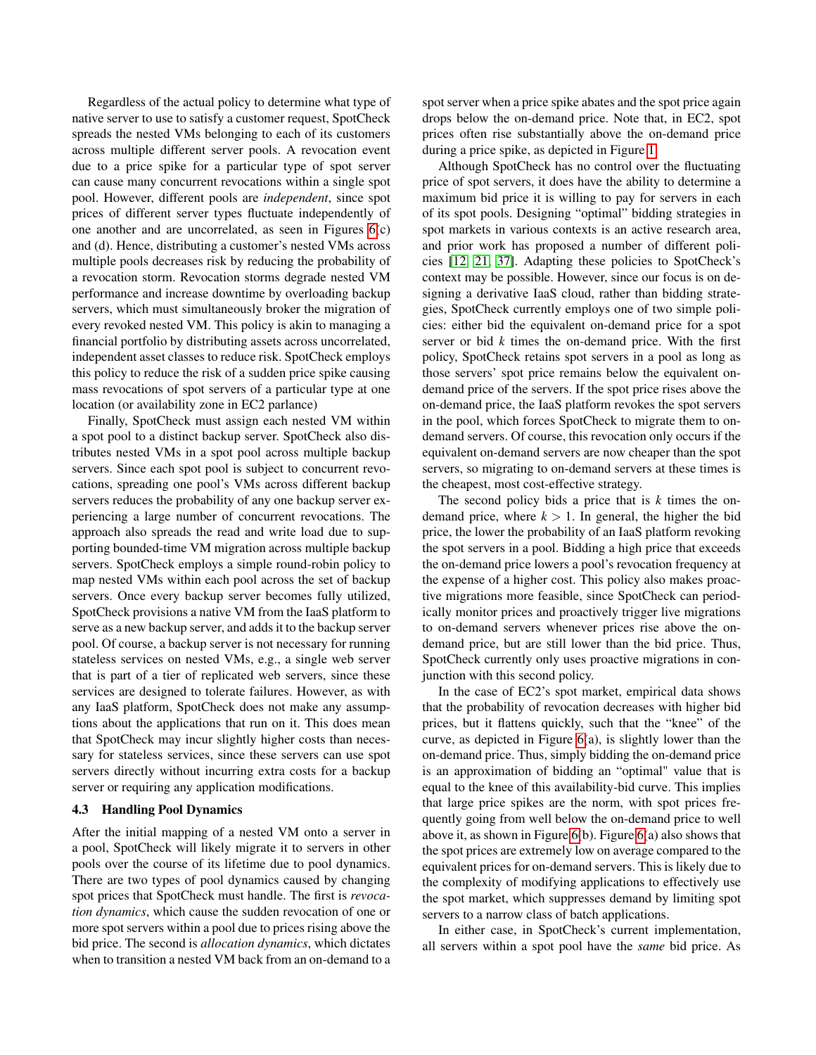Regardless of the actual policy to determine what type of native server to use to satisfy a customer request, SpotCheck spreads the nested VMs belonging to each of its customers across multiple different server pools. A revocation event due to a price spike for a particular type of spot server can cause many concurrent revocations within a single spot pool. However, different pools are *independent*, since spot prices of different server types fluctuate independently of one another and are uncorrelated, as seen in Figures 6(c) and (d). Hence, distributing a customer's nested VMs across multiple pools decreases risk by reducing the probability of a revocation storm. Revocation storms degrade nested VM performance and increase downtime by overloading backup servers, which must simultaneously broker the migration of every revoked nested VM. This policy is akin to managing a financial portfolio by distributing assets across uncorrelated, independent asset classes to reduce risk. SpotCheck employs this policy to reduce the risk of a sudden price spike causing mass revocations of spot servers of a particular type at one location (or availability zone in EC2 parlance)

Finally, SpotCheck must assign each nested VM within a spot pool to a distinct backup server. SpotCheck also distributes nested VMs in a spot pool across multiple backup servers. Since each spot pool is subject to concurrent revocations, spreading one pool's VMs across different backup servers reduces the probability of any one backup server experiencing a large number of concurrent revocations. The approach also spreads the read and write load due to supporting bounded-time VM migration across multiple backup servers. SpotCheck employs a simple round-robin policy to map nested VMs within each pool across the set of backup servers. Once every backup server becomes fully utilized, SpotCheck provisions a native VM from the IaaS platform to serve as a new backup server, and adds it to the backup server pool. Of course, a backup server is not necessary for running stateless services on nested VMs, e.g., a single web server that is part of a tier of replicated web servers, since these services are designed to tolerate failures. However, as with any IaaS platform, SpotCheck does not make any assumptions about the applications that run on it. This does mean that SpotCheck may incur slightly higher costs than necessary for stateless services, since these servers can use spot servers directly without incurring extra costs for a backup server or requiring any application modifications.

### 4.3 Handling Pool Dynamics

After the initial mapping of a nested VM onto a server in a pool, SpotCheck will likely migrate it to servers in other pools over the course of its lifetime due to pool dynamics. There are two types of pool dynamics caused by changing spot prices that SpotCheck must handle. The first is *revocation dynamics*, which cause the sudden revocation of one or more spot servers within a pool due to prices rising above the bid price. The second is *allocation dynamics*, which dictates when to transition a nested VM back from an on-demand to a spot server when a price spike abates and the spot price again drops below the on-demand price. Note that, in EC2, spot prices often rise substantially above the on-demand price during a price spike, as depicted in Figure 1.

Although SpotCheck has no control over the fluctuating price of spot servers, it does have the ability to determine a maximum bid price it is willing to pay for servers in each of its spot pools. Designing "optimal" bidding strategies in spot markets in various contexts is an active research area, and prior work has proposed a number of different policies [12, 21, 37]. Adapting these policies to SpotCheck's context may be possible. However, since our focus is on designing a derivative IaaS cloud, rather than bidding strategies, SpotCheck currently employs one of two simple policies: either bid the equivalent on-demand price for a spot server or bid $k$ times the on-demand price. With the first policy, SpotCheck retains spot servers in a pool as long as those servers' spot price remains below the equivalent on-demand price of the servers. If the spot price rises above the on-demand price, the IaaS platform revokes the spot servers in the pool, which forces SpotCheck to migrate them to on-demand servers. Of course, this revocation only occurs if the equivalent on-demand servers are now cheaper than the spot servers, so migrating to on-demand servers at these times is the cheapest, most cost-effective strategy.

The second policy bids a price that is $k$ times the on-demand price, where $k > 1$. In general, the higher the bid price, the lower the probability of an IaaS platform revoking the spot servers in a pool. Bidding a high price that exceeds the on-demand price lowers a pool's revocation frequency at the expense of a higher cost. This policy also makes proactive migrations more feasible, since SpotCheck can periodically monitor prices and proactively trigger live migrations to on-demand servers whenever prices rise above the on-demand price, but are still lower than the bid price. Thus, SpotCheck currently only uses proactive migrations in conjunction with this second policy.

In the case of EC2's spot market, empirical data shows that the probability of revocation decreases with higher bid prices, but it flattens quickly, such that the "knee" of the curve, as depicted in Figure 6(a), is slightly lower than the on-demand price. Thus, simply bidding the on-demand price is an approximation of bidding an "optimal" value that is equal to the knee of this availability-bid curve. This implies that large price spikes are the norm, with spot prices frequently going from well below the on-demand price to well above it, as shown in Figure 6(b). Figure 6(a) also shows that the spot prices are extremely low on average compared to the equivalent prices for on-demand servers. This is likely due to the complexity of modifying applications to effectively use the spot market, which suppresses demand by limiting spot servers to a narrow class of batch applications.

In either case, in SpotCheck's current implementation, all servers within a spot pool have the *same* bid price. As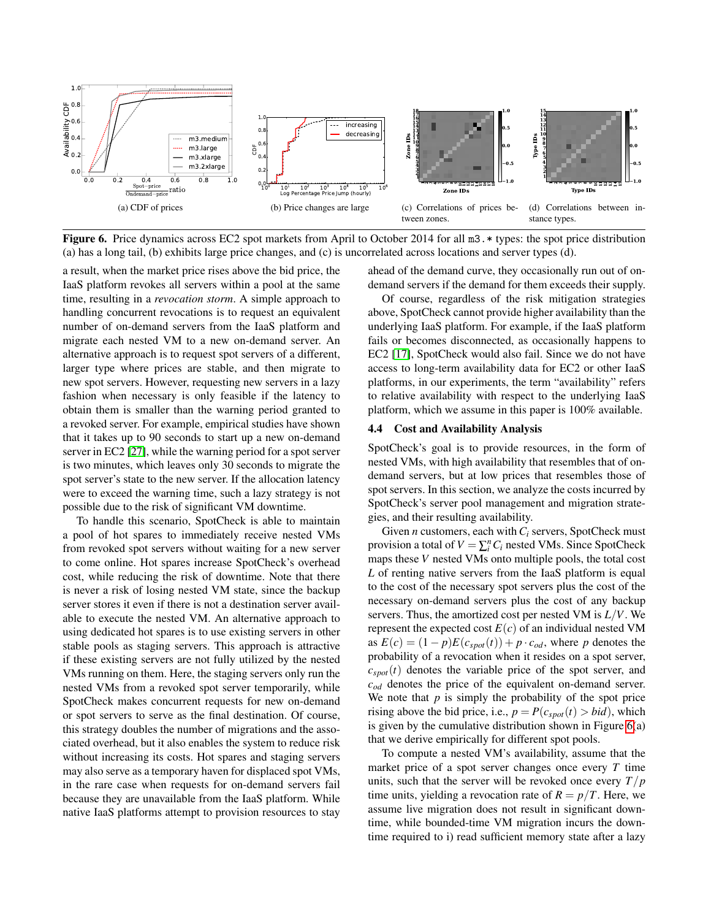(a) CDF of prices

(b) Price changes are large

(c) Correlations of prices between zones.

(d) Correlations between instance types.

**Figure 6.** Price dynamics across EC2 spot markets from April to October 2014 for all m3.* types: the spot price distribution (a) has a long tail, (b) exhibits large price changes, and (c) is uncorrelated across locations and server types (d).

a result, when the market price rises above the bid price, the IaaS platform revokes all servers within a pool at the same time, resulting in a *revocation storm*. A simple approach to handling concurrent revocations is to request an equivalent number of on-demand servers from the IaaS platform and migrate each nested VM to a new on-demand server. An alternative approach is to request spot servers of a different, larger type where prices are stable, and then migrate to new spot servers. However, requesting new servers in a lazy fashion when necessary is only feasible if the latency to obtain them is smaller than the warning period granted to a revoked server. For example, empirical studies have shown that it takes up to 90 seconds to start up a new on-demand server in EC2 [27], while the warning period for a spot server is two minutes, which leaves only 30 seconds to migrate the spot server's state to the new server. If the allocation latency were to exceed the warning time, such a lazy strategy is not possible due to the risk of significant VM downtime.

To handle this scenario, SpotCheck is able to maintain a pool of hot spares to immediately receive nested VMs from revoked spot servers without waiting for a new server to come online. Hot spares increase SpotCheck's overhead cost, while reducing the risk of downtime. Note that there is never a risk of losing nested VM state, since the backup server stores it even if there is not a destination server available to execute the nested VM. An alternative approach to using dedicated hot spares is to use existing servers in other stable pools as staging servers. This approach is attractive if these existing servers are not fully utilized by the nested VMs running on them. Here, the staging servers only run the nested VMs from a revoked spot server temporarily, while SpotCheck makes concurrent requests for new on-demand or spot servers to serve as the final destination. Of course, this strategy doubles the number of migrations and the associated overhead, but it also enables the system to reduce risk without increasing its costs. Hot spares and staging servers may also serve as a temporary haven for displaced spot VMs, in the rare case when requests for on-demand servers fail because they are unavailable from the IaaS platform. While native IaaS platforms attempt to provision resources to stay ahead of the demand curve, they occasionally run out of on-demand servers if the demand for them exceeds their supply.

Of course, regardless of the risk mitigation strategies above, SpotCheck cannot provide higher availability than the underlying IaaS platform. For example, if the IaaS platform fails or becomes disconnected, as occasionally happens to EC2 [17], SpotCheck would also fail. Since we do not have access to long-term availability data for EC2 or other IaaS platforms, in our experiments, the term "availability" refers to relative availability with respect to the underlying IaaS platform, which we assume in this paper is 100% available.

### 4.4 Cost and Availability Analysis

SpotCheck's goal is to provide resources, in the form of nested VMs, with high availability that resembles that of on-demand servers, but at low prices that resembles those of spot servers. In this section, we analyze the costs incurred by SpotCheck's server pool management and migration strategies, and their resulting availability.

Given $n$ customers, each with $C_i$ servers, SpotCheck must provision a total of $V = \sum_i^n C_i$ nested VMs. Since SpotCheck maps these $V$ nested VMs onto multiple pools, the total cost $L$ of renting native servers from the IaaS platform is equal to the cost of the necessary spot servers plus the cost of the necessary on-demand servers plus the cost of any backup servers. Thus, the amortized cost per nested VM is $L/V$. We represent the expected cost $E(c)$ of an individual nested VM as $E(c) = (1-p)E(c_{spot}(t)) + p \cdot c_{od}$, where $p$ denotes the probability of a revocation when it resides on a spot server, $c_{spot}(t)$ denotes the variable price of the spot server, and $c_{od}$ denotes the price of the equivalent on-demand server. We note that $p$ is simply the probability of the spot price rising above the bid price, i.e., $p = P(c_{spot}(t) > bid)$, which is given by the cumulative distribution shown in Figure 6(a) that we derive empirically for different spot pools.

To compute a nested VM's availability, assume that the market price of a spot server changes once every $T$ time units, such that the server will be revoked once every $T/p$ time units, yielding a revocation rate of $R = p/T$. Here, we assume live migration does not result in significant downtime, while bounded-time VM migration incurs the downtime required to i) read sufficient memory state after a lazy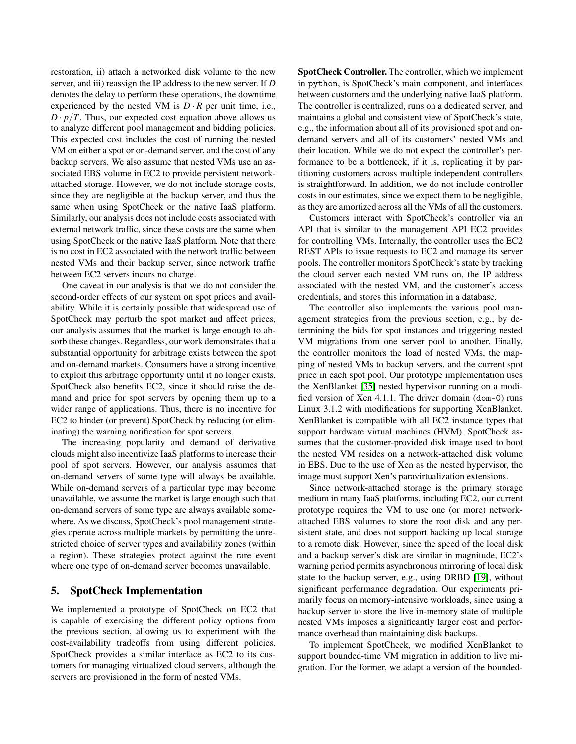restoration, ii) attach a networked disk volume to the new server, and iii) reassign the IP address to the new server. If $D$ denotes the delay to perform these operations, the downtime experienced by the nested VM is $D \cdot R$ per unit time, i.e., $D \cdot p/T$. Thus, our expected cost equation above allows us to analyze different pool management and bidding policies. This expected cost includes the cost of running the nested VM on either a spot or on-demand server, and the cost of any backup servers. We also assume that nested VMs use an associated EBS volume in EC2 to provide persistent network-attached storage. However, we do not include storage costs, since they are negligible at the backup server, and thus the same when using SpotCheck or the native IaaS platform. Similarly, our analysis does not include costs associated with external network traffic, since these costs are the same when using SpotCheck or the native IaaS platform. Note that there is no cost in EC2 associated with the network traffic between nested VMs and their backup server, since network traffic between EC2 servers incurs no charge.

One caveat in our analysis is that we do not consider the second-order effects of our system on spot prices and availability. While it is certainly possible that widespread use of SpotCheck may perturb the spot market and affect prices, our analysis assumes that the market is large enough to absorb these changes. Regardless, our work demonstrates that a substantial opportunity for arbitrage exists between the spot and on-demand markets. Consumers have a strong incentive to exploit this arbitrage opportunity until it no longer exists. SpotCheck also benefits EC2, since it should raise the demand and price for spot servers by opening them up to a wider range of applications. Thus, there is no incentive for EC2 to hinder (or prevent) SpotCheck by reducing (or eliminating) the warning notification for spot servers.

The increasing popularity and demand of derivative clouds might also incentivize IaaS platforms to increase their pool of spot servers. However, our analysis assumes that on-demand servers of some type will always be available. While on-demand servers of a particular type may become unavailable, we assume the market is large enough such that on-demand servers of some type are always available somewhere. As we discuss, SpotCheck's pool management strategies operate across multiple markets by permitting the unrestricted choice of server types and availability zones (within a region). These strategies protect against the rare event where one type of on-demand server becomes unavailable.

## 5. SpotCheck Implementation

We implemented a prototype of SpotCheck on EC2 that is capable of exercising the different policy options from the previous section, allowing us to experiment with the cost-availability tradeoffs from using different policies. SpotCheck provides a similar interface as EC2 to its customers for managing virtualized cloud servers, although the servers are provisioned in the form of nested VMs.

**SpotCheck Controller.** The controller, which we implement in `python`, is SpotCheck's main component, and interfaces between customers and the underlying native IaaS platform. The controller is centralized, runs on a dedicated server, and maintains a global and consistent view of SpotCheck's state, e.g., the information about all of its provisioned spot and on-demand servers and all of its customers' nested VMs and their location. While we do not expect the controller's performance to be a bottleneck, if it is, replicating it by partitioning customers across multiple independent controllers is straightforward. In addition, we do not include controller costs in our estimates, since we expect them to be negligible, as they are amortized across all the VMs of all the customers.

Customers interact with SpotCheck's controller via an API that is similar to the management API EC2 provides for controlling VMs. Internally, the controller uses the EC2 REST APIs to issue requests to EC2 and manage its server pools. The controller monitors SpotCheck's state by tracking the cloud server each nested VM runs on, the IP address associated with the nested VM, and the customer's access credentials, and stores this information in a database.

The controller also implements the various pool management strategies from the previous section, e.g., by determining the bids for spot instances and triggering nested VM migrations from one server pool to another. Finally, the controller monitors the load of nested VMs, the mapping of nested VMs to backup servers, and the current spot price in each spot pool. Our prototype implementation uses the XenBlanket [35] nested hypervisor running on a modified version of Xen 4.1.1. The driver domain (`dom-0`) runs Linux 3.1.2 with modifications for supporting XenBlanket. XenBlanket is compatible with all EC2 instance types that support hardware virtual machines (HVM). SpotCheck assumes that the customer-provided disk image used to boot the nested VM resides on a network-attached disk volume in EBS. Due to the use of Xen as the nested hypervisor, the image must support Xen's paravirtualization extensions.

Since network-attached storage is the primary storage medium in many IaaS platforms, including EC2, our current prototype requires the VM to use one (or more) network-attached EBS volumes to store the root disk and any persistent state, and does not support backing up local storage to a remote disk. However, since the speed of the local disk and a backup server's disk are similar in magnitude, EC2's warning period permits asynchronous mirroring of local disk state to the backup server, e.g., using DRBD [19], without significant performance degradation. Our experiments primarily focus on memory-intensive workloads, since using a backup server to store the live in-memory state of multiple nested VMs imposes a significantly larger cost and performance overhead than maintaining disk backups.

To implement SpotCheck, we modified XenBlanket to support bounded-time VM migration in addition to live migration. For the former, we adapt a version of the bounded-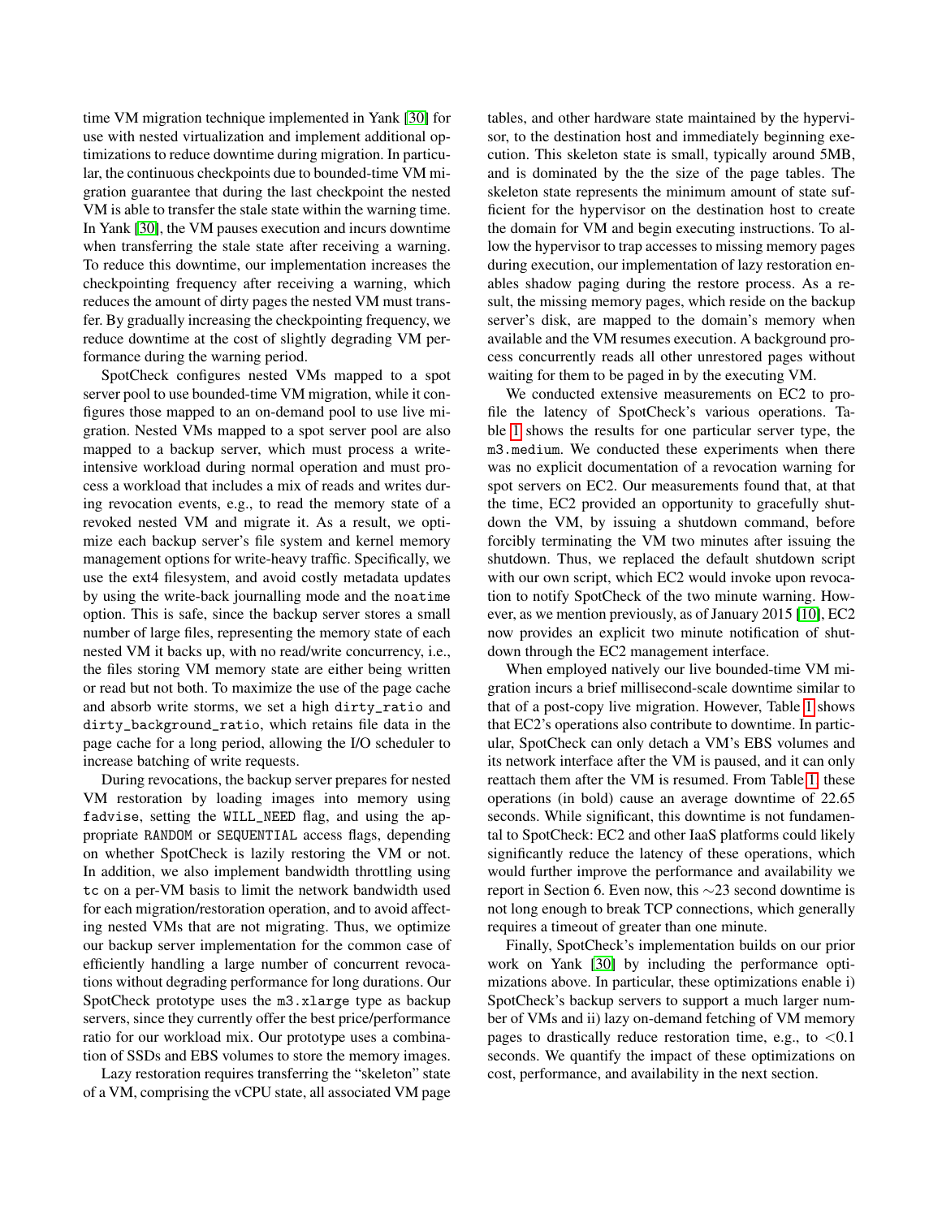time VM migration technique implemented in Yank [30] for use with nested virtualization and implement additional optimizations to reduce downtime during migration. In particular, the continuous checkpoints due to bounded-time VM migration guarantee that during the last checkpoint the nested VM is able to transfer the stale state within the warning time. In Yank [30], the VM pauses execution and incurs downtime when transferring the stale state after receiving a warning. To reduce this downtime, our implementation increases the checkpointing frequency after receiving a warning, which reduces the amount of dirty pages the nested VM must transfer. By gradually increasing the checkpointing frequency, we reduce downtime at the cost of slightly degrading VM performance during the warning period.

SpotCheck configures nested VMs mapped to a spot server pool to use bounded-time VM migration, while it configures those mapped to an on-demand pool to use live migration. Nested VMs mapped to a spot server pool are also mapped to a backup server, which must process a write-intensive workload during normal operation and must process a workload that includes a mix of reads and writes during revocation events, e.g., to read the memory state of a revoked nested VM and migrate it. As a result, we optimize each backup server's file system and kernel memory management options for write-heavy traffic. Specifically, we use the ext4 filesystem, and avoid costly metadata updates by using the write-back journalling mode and the `noatime` option. This is safe, since the backup server stores a small number of large files, representing the memory state of each nested VM it backs up, with no read/write concurrency, i.e., the files storing VM memory state are either being written or read but not both. To maximize the use of the page cache and absorb write storms, we set a high `dirty_ratio` and `dirty_background_ratio`, which retains file data in the page cache for a long period, allowing the I/O scheduler to increase batching of write requests.

During revocations, the backup server prepares for nested VM restoration by loading images into memory using `fadvise`, setting the `WILL_NEED` flag, and using the appropriate `RANDOM` or `SEQUENTIAL` access flags, depending on whether SpotCheck is lazily restoring the VM or not. In addition, we also implement bandwidth throttling using `tc` on a per-VM basis to limit the network bandwidth used for each migration/restoration operation, and to avoid affecting nested VMs that are not migrating. Thus, we optimize our backup server implementation for the common case of efficiently handling a large number of concurrent revocations without degrading performance for long durations. Our SpotCheck prototype uses the `m3.xlarge` type as backup servers, since they currently offer the best price/performance ratio for our workload mix. Our prototype uses a combination of SSDs and EBS volumes to store the memory images.

Lazy restoration requires transferring the "skeleton" state of a VM, comprising the vCPU state, all associated VM page tables, and other hardware state maintained by the hypervisor, to the destination host and immediately beginning execution. This skeleton state is small, typically around 5MB, and is dominated by the the size of the page tables. The skeleton state represents the minimum amount of state sufficient for the hypervisor on the destination host to create the domain for VM and begin executing instructions. To allow the hypervisor to trap accesses to missing memory pages during execution, our implementation of lazy restoration enables shadow paging during the restore process. As a result, the missing memory pages, which reside on the backup server's disk, are mapped to the domain's memory when available and the VM resumes execution. A background process concurrently reads all other unrestored pages without waiting for them to be paged in by the executing VM.

We conducted extensive measurements on EC2 to profile the latency of SpotCheck's various operations. Table 1 shows the results for one particular server type, the `m3.medium`. We conducted these experiments when there was no explicit documentation of a revocation warning for spot servers on EC2. Our measurements found that, at that the time, EC2 provided an opportunity to gracefully shutdown the VM, by issuing a shutdown command, before forcibly terminating the VM two minutes after issuing the shutdown. Thus, we replaced the default shutdown script with our own script, which EC2 would invoke upon revocation to notify SpotCheck of the two minute warning. However, as we mention previously, as of January 2015 [10], EC2 now provides an explicit two minute notification of shutdown through the EC2 management interface.

When employed natively our live bounded-time VM migration incurs a brief millisecond-scale downtime similar to that of a post-copy live migration. However, Table 1 shows that EC2's operations also contribute to downtime. In particular, SpotCheck can only detach a VM's EBS volumes and its network interface after the VM is paused, and it can only reattach them after the VM is resumed. From Table 1, these operations (in bold) cause an average downtime of 22.65 seconds. While significant, this downtime is not fundamental to SpotCheck: EC2 and other IaaS platforms could likely significantly reduce the latency of these operations, which would further improve the performance and availability we report in Section 6. Even now, this $\sim$23 second downtime is not long enough to break TCP connections, which generally requires a timeout of greater than one minute.

Finally, SpotCheck's implementation builds on our prior work on Yank [30] by including the performance optimizations above. In particular, these optimizations enable i) SpotCheck's backup servers to support a much larger number of VMs and ii) lazy on-demand fetching of VM memory pages to drastically reduce restoration time, e.g., to $<$0.1 seconds. We quantify the impact of these optimizations on cost, performance, and availability in the next section.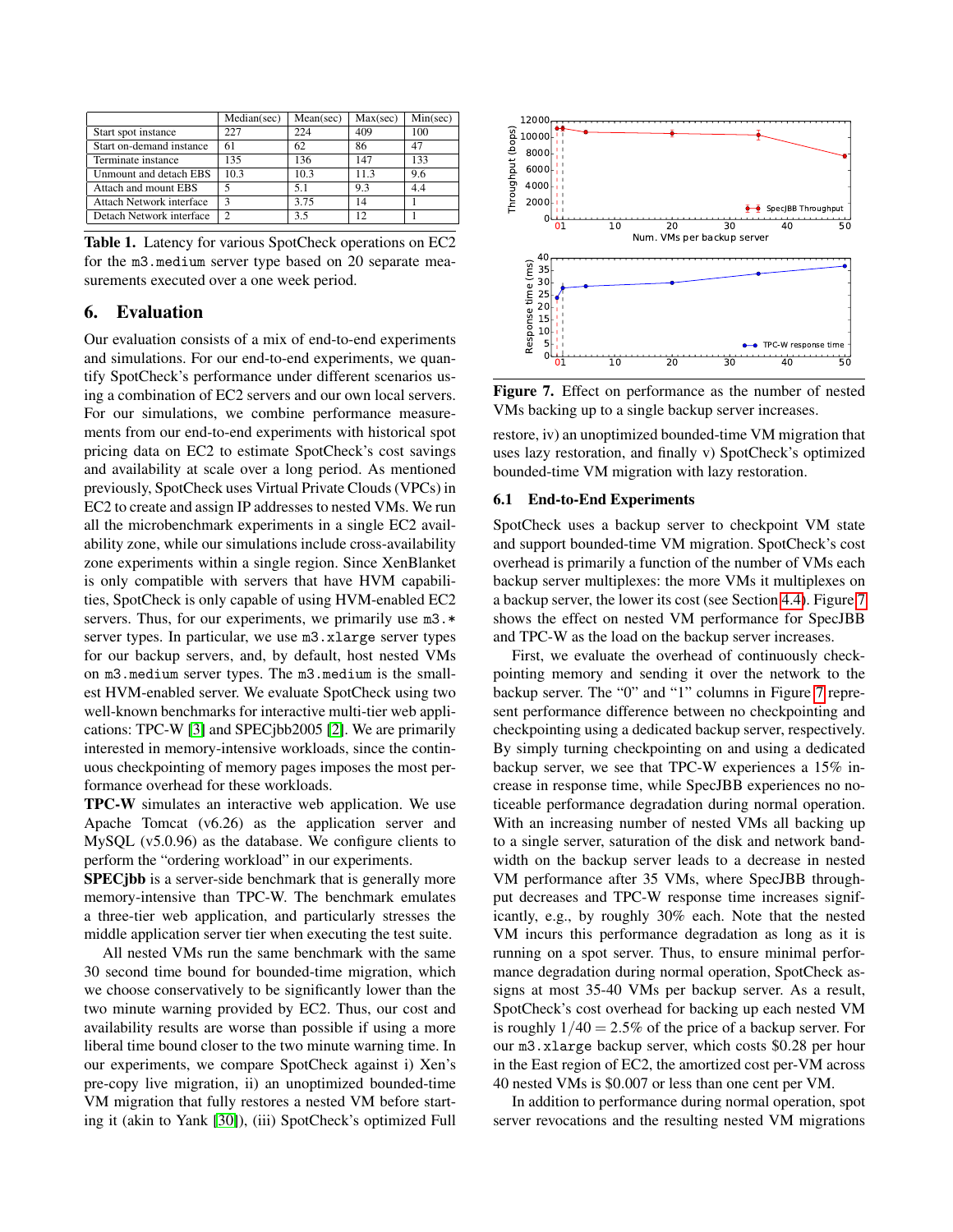|  | Median(sec) | Mean(sec) | Max(sec) | Min(sec) |
| --- | --- | --- | --- | --- |
| Start spot instance | 227 | 224 | 409 | 100 |
| Start on-demand instance | 61 | 62 | 86 | 47 |
| Terminate instance | 135 | 136 | 147 | 133 |
| Unmount and detach EBS | 10.3 | 10.3 | 11.3 | 9.6 |
| Attach and mount EBS | 5 | 5.1 | 9.3 | 4.4 |
| Attach Network interface | 3 | 3.75 | 14 | 1 |
| Detach Network interface | 2 | 3.5 | 12 | 1 |

**Table 1.** Latency for various SpotCheck operations on EC2 for the m3.medium server type based on 20 separate measurements executed over a one week period.

## 6. Evaluation

Our evaluation consists of a mix of end-to-end experiments and simulations. For our end-to-end experiments, we quantify SpotCheck's performance under different scenarios using a combination of EC2 servers and our own local servers. For our simulations, we combine performance measurements from our end-to-end experiments with historical spot pricing data on EC2 to estimate SpotCheck's cost savings and availability at scale over a long period. As mentioned previously, SpotCheck uses Virtual Private Clouds (VPCs) in EC2 to create and assign IP addresses to nested VMs. We run all the microbenchmark experiments in a single EC2 availability zone, while our simulations include cross-availability zone experiments within a single region. Since XenBlanket is only compatible with servers that have HVM capabilities, SpotCheck is only capable of using HVM-enabled EC2 servers. Thus, for our experiments, we primarily use m3.* server types. In particular, we use m3.xlarge server types for our backup servers, and, by default, host nested VMs on m3.medium server types. The m3.medium is the smallest HVM-enabled server. We evaluate SpotCheck using two well-known benchmarks for interactive multi-tier web applications: TPC-W [3] and SPECjbb2005 [2]. We are primarily interested in memory-intensive workloads, since the continuous checkpointing of memory pages imposes the most performance overhead for these workloads.

**TPC-W** simulates an interactive web application. We use Apache Tomcat (v6.26) as the application server and MySQL (v5.0.96) as the database. We configure clients to perform the "ordering workload" in our experiments.

**SPECjbb** is a server-side benchmark that is generally more memory-intensive than TPC-W. The benchmark emulates a three-tier web application, and particularly stresses the middle application server tier when executing the test suite.

All nested VMs run the same benchmark with the same 30 second time bound for bounded-time migration, which we choose conservatively to be significantly lower than the two minute warning provided by EC2. Thus, our cost and availability results are worse than possible if using a more liberal time bound closer to the two minute warning time. In our experiments, we compare SpotCheck against i) Xen's pre-copy live migration, ii) an unoptimized bounded-time VM migration that fully restores a nested VM before starting it (akin to Yank [30]), (iii) SpotCheck's optimized Full restore, iv) an unoptimized bounded-time VM migration that uses lazy restoration, and finally v) SpotCheck's optimized bounded-time VM migration with lazy restoration.

**Figure 7.** Effect on performance as the number of nested VMs backing up to a single backup server increases.

### 6.1 End-to-End Experiments

SpotCheck uses a backup server to checkpoint VM state and support bounded-time VM migration. SpotCheck's cost overhead is primarily a function of the number of VMs each backup server multiplexes: the more VMs it multiplexes on a backup server, the lower its cost (see Section 4.4). Figure 7 shows the effect on nested VM performance for SpecJBB and TPC-W as the load on the backup server increases.

First, we evaluate the overhead of continuously checkpointing memory and sending it over the network to the backup server. The "0" and "1" columns in Figure 7 represent performance difference between no checkpointing and checkpointing using a dedicated backup server, respectively. By simply turning checkpointing on and using a dedicated backup server, we see that TPC-W experiences a 15% increase in response time, while SpecJBB experiences no noticeable performance degradation during normal operation. With an increasing number of nested VMs all backing up to a single server, saturation of the disk and network bandwidth on the backup server leads to a decrease in nested VM performance after 35 VMs, where SpecJBB throughput decreases and TPC-W response time increases significantly, e.g., by roughly 30% each. Note that the nested VM incurs this performance degradation as long as it is running on a spot server. Thus, to ensure minimal performance degradation during normal operation, SpotCheck assigns at most 35-40 VMs per backup server. As a result, SpotCheck's cost overhead for backing up each nested VM is roughly $1/40 = 2.5\%$ of the price of a backup server. For our m3.xlarge backup server, which costs \$0.28 per hour in the East region of EC2, the amortized cost per-VM across 40 nested VMs is \$0.007 or less than one cent per VM.

In addition to performance during normal operation, spot server revocations and the resulting nested VM migrations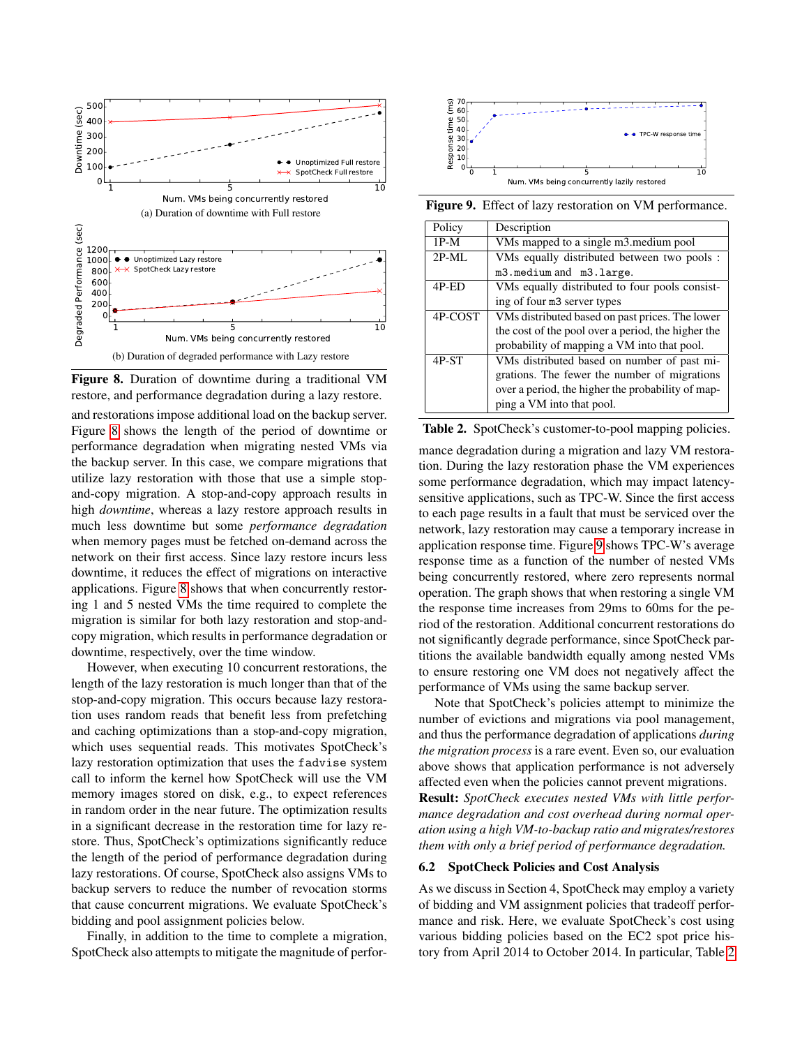Downtime (sec)
500
400
300
200
100
0
1
5
10
Unoptimized Full restore
SpotCheck Full restore
Num. VMs being concurrently restored

(a) Duration of downtime with Full restore

Degraded Performance (sec)
1200
1000
800
600
400
200
0
1
5
10
Unoptimized Lazy restore
SpotCheck Lazy restore
Num. VMs being concurrently restored

(b) Duration of degraded performance with Lazy restore

**Figure 8.** Duration of downtime during a traditional VM restore, and performance degradation during a lazy restore.

and restorations impose additional load on the backup server. Figure 8 shows the length of the period of downtime or performance degradation when migrating nested VMs via the backup server. In this case, we compare migrations that utilize lazy restoration with those that use a simple stop-and-copy migration. A stop-and-copy approach results in high *downtime*, whereas a lazy restore approach results in much less downtime but some *performance degradation* when memory pages must be fetched on-demand across the network on their first access. Since lazy restore incurs less downtime, it reduces the effect of migrations on interactive applications. Figure 8 shows that when concurrently restoring 1 and 5 nested VMs the time required to complete the migration is similar for both lazy restoration and stop-and-copy migration, which results in performance degradation or downtime, respectively, over the time window.

However, when executing 10 concurrent restorations, the length of the lazy restoration is much longer than that of the stop-and-copy migration. This occurs because lazy restoration uses random reads that benefit less from prefetching and caching optimizations than a stop-and-copy migration, which uses sequential reads. This motivates SpotCheck's lazy restoration optimization that uses the `fadvise` system call to inform the kernel how SpotCheck will use the VM memory images stored on disk, e.g., to expect references in random order in the near future. The optimization results in a significant decrease in the restoration time for lazy restore. Thus, SpotCheck's optimizations significantly reduce the length of the period of performance degradation during lazy restorations. Of course, SpotCheck also assigns VMs to backup servers to reduce the number of revocation storms that cause concurrent migrations. We evaluate SpotCheck's bidding and pool assignment policies below.

Finally, in addition to the time to complete a migration, SpotCheck also attempts to mitigate the magnitude of performance degradation during a migration and lazy VM restoration. During the lazy restoration phase the VM experiences some performance degradation, which may impact latency-sensitive applications, such as TPC-W. Since the first access to each page results in a fault that must be serviced over the network, lazy restoration may cause a temporary increase in application response time. Figure 9 shows TPC-W's average response time as a function of the number of nested VMs being concurrently restored, where zero represents normal operation. The graph shows that when restoring a single VM the response time increases from 29ms to 60ms for the period of the restoration. Additional concurrent restorations do not significantly degrade performance, since SpotCheck partitions the available bandwidth equally among nested VMs to ensure restoring one VM does not negatively affect the performance of VMs using the same backup server.

Response time (ms)
70
60
50
40
30
20
10
0
0
1
5
10
TPC-W response time
Num. VMs being concurrently lazily restored

**Figure 9.** Effect of lazy restoration on VM performance.

| Policy | Description |
|---|---|
| 1P-M | VMs mapped to a single m3.medium pool |
| 2P-ML | VMs equally distributed between two pools : `m3.medium` and `m3.large`. |
| 4P-ED | VMs equally distributed to four pools consisting of four `m3` server types |
| 4P-COST | VMs distributed based on past prices. The lower the cost of the pool over a period, the higher the probability of mapping a VM into that pool. |
| 4P-ST | VMs distributed based on number of past migrations. The fewer the number of migrations over a period, the higher the probability of mapping a VM into that pool. |

**Table 2.** SpotCheck's customer-to-pool mapping policies.

Note that SpotCheck's policies attempt to minimize the number of evictions and migrations via pool management, and thus the performance degradation of applications *during the migration process* is a rare event. Even so, our evaluation above shows that application performance is not adversely affected even when the policies cannot prevent migrations.

**Result:** *SpotCheck executes nested VMs with little performance degradation and cost overhead during normal operation using a high VM-to-backup ratio and migrates/restores them with only a brief period of performance degradation.*

### 6.2 SpotCheck Policies and Cost Analysis

As we discuss in Section 4, SpotCheck may employ a variety of bidding and VM assignment policies that tradeoff performance and risk. Here, we evaluate SpotCheck's cost using various bidding policies based on the EC2 spot price history from April 2014 to October 2014. In particular, Table 2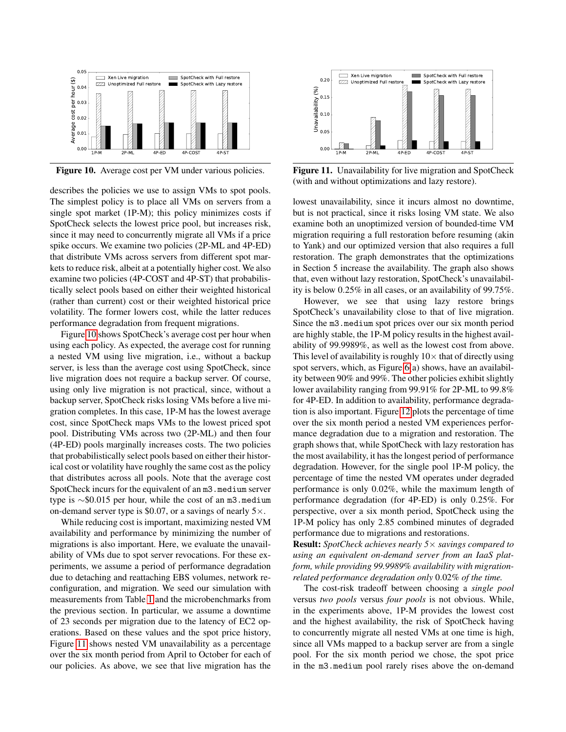Figure 10. Average cost per VM under various policies.

Figure 11. Unavailability for live migration and SpotCheck (with and without optimizations and lazy restore).

describes the policies we use to assign VMs to spot pools. The simplest policy is to place all VMs on servers from a single spot market (1P-M); this policy minimizes costs if SpotCheck selects the lowest price pool, but increases risk, since it may need to concurrently migrate all VMs if a price spike occurs. We examine two policies (2P-ML and 4P-ED) that distribute VMs across servers from different spot markets to reduce risk, albeit at a potentially higher cost. We also examine two policies (4P-COST and 4P-ST) that probabilistically select pools based on either their weighted historical (rather than current) cost or their weighted historical price volatility. The former lowers cost, while the latter reduces performance degradation from frequent migrations.

Figure 10 shows SpotCheck's average cost per hour when using each policy. As expected, the average cost for running a nested VM using live migration, i.e., without a backup server, is less than the average cost using SpotCheck, since live migration does not require a backup server. Of course, using only live migration is not practical, since, without a backup server, SpotCheck risks losing VMs before a live migration completes. In this case, 1P-M has the lowest average cost, since SpotCheck maps VMs to the lowest priced spot pool. Distributing VMs across two (2P-ML) and then four (4P-ED) pools marginally increases costs. The two policies that probabilistically select pools based on either their historical cost or volatility have roughly the same cost as the policy that distributes across all pools. Note that the average cost SpotCheck incurs for the equivalent of an m3.medium server type is ∼\$0.015 per hour, while the cost of an m3.medium on-demand server type is \$0.07, or a savings of nearly 5×.

While reducing cost is important, maximizing nested VM availability and performance by minimizing the number of migrations is also important. Here, we evaluate the unavailability of VMs due to spot server revocations. For these experiments, we assume a period of performance degradation due to detaching and reattaching EBS volumes, network reconfiguration, and migration. We seed our simulation with measurements from Table 1 and the microbenchmarks from the previous section. In particular, we assume a downtime of 23 seconds per migration due to the latency of EC2 operations. Based on these values and the spot price history, Figure 11 shows nested VM unavailability as a percentage over the six month period from April to October for each of our policies. As above, we see that live migration has the lowest unavailability, since it incurs almost no downtime, but is not practical, since it risks losing VM state. We also examine both an unoptimized version of bounded-time VM migration requiring a full restoration before resuming (akin to Yank) and our optimized version that also requires a full restoration. The graph demonstrates that the optimizations in Section 5 increase the availability. The graph also shows that, even without lazy restoration, SpotCheck's unavailability is below 0.25% in all cases, or an availability of 99.75%.

However, we see that using lazy restore brings SpotCheck's unavailability close to that of live migration. Since the m3.medium spot prices over our six month period are highly stable, the 1P-M policy results in the highest availability of 99.9989%, as well as the lowest cost from above. This level of availability is roughly 10× that of directly using spot servers, which, as Figure 6(a) shows, have an availability between 90% and 99%. The other policies exhibit slightly lower availability ranging from 99.91% for 2P-ML to 99.8% for 4P-ED. In addition to availability, performance degradation is also important. Figure 12 plots the percentage of time over the six month period a nested VM experiences performance degradation due to a migration and restoration. The graph shows that, while SpotCheck with lazy restoration has the most availability, it has the longest period of performance degradation. However, for the single pool 1P-M policy, the percentage of time the nested VM operates under degraded performance is only 0.02%, while the maximum length of performance degradation (for 4P-ED) is only 0.25%. For perspective, over a six month period, SpotCheck using the 1P-M policy has only 2.85 combined minutes of degraded performance due to migrations and restorations.

**Result:** *SpotCheck achieves nearly 5× savings compared to using an equivalent on-demand server from an IaaS platform, while providing 99.9989% availability with migration-related performance degradation only 0.02% of the time.*

The cost-risk tradeoff between choosing a *single pool* versus *two pools* versus *four pools* is not obvious. While, in the experiments above, 1P-M provides the lowest cost and the highest availability, the risk of SpotCheck having to concurrently migrate all nested VMs at one time is high, since all VMs mapped to a backup server are from a single pool. For the six month period we chose, the spot price in the m3.medium pool rarely rises above the on-demand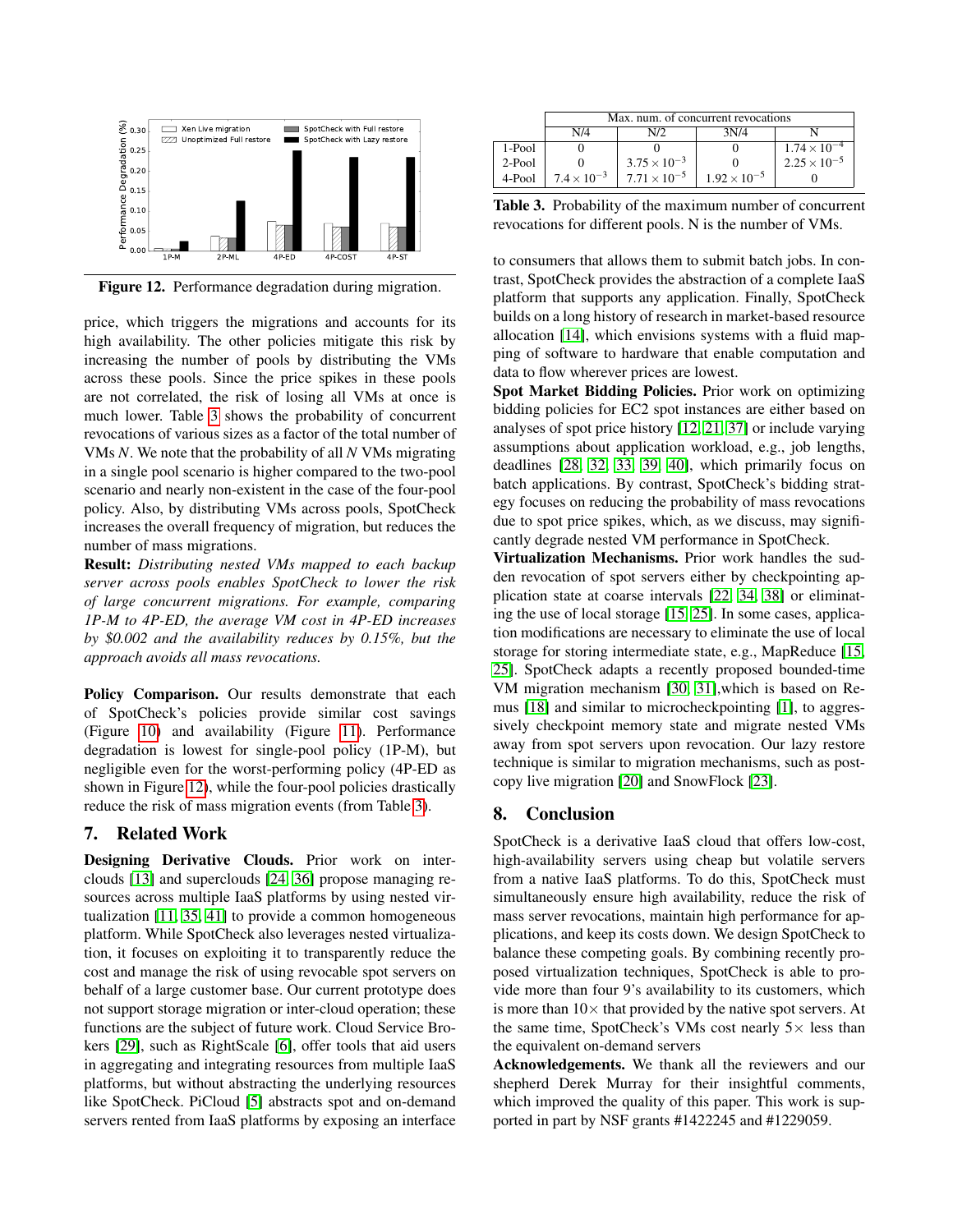Figure 12. Performance degradation during migration.

| | Max. num. of concurrent revocations | | | |
|---|---|---|---|---|
| | N/4 | N/2 | 3N/4 | N |
| 1-Pool | 0 | 0 | 0 | $1.74 \times 10^{-4}$ |
| 2-Pool | 0 | $3.75 \times 10^{-3}$ | 0 | $2.25 \times 10^{-5}$ |
| 4-Pool | $7.4 \times 10^{-3}$ | $7.71 \times 10^{-5}$ | $1.92 \times 10^{-5}$ | 0 |

**Table 3.** Probability of the maximum number of concurrent revocations for different pools. N is the number of VMs.

price, which triggers the migrations and accounts for its high availability. The other policies mitigate this risk by increasing the number of pools by distributing the VMs across these pools. Since the price spikes in these pools are not correlated, the risk of losing all VMs at once is much lower. Table 3 shows the probability of concurrent revocations of various sizes as a factor of the total number of VMs *N*. We note that the probability of all *N* VMs migrating in a single pool scenario is higher compared to the two-pool scenario and nearly non-existent in the case of the four-pool policy. Also, by distributing VMs across pools, SpotCheck increases the overall frequency of migration, but reduces the number of mass migrations.

**Result:** *Distributing nested VMs mapped to each backup server across pools enables SpotCheck to lower the risk of large concurrent migrations. For example, comparing 1P-M to 4P-ED, the average VM cost in 4P-ED increases by $0.002 and the availability reduces by 0.15%, but the approach avoids all mass revocations.*

**Policy Comparison.** Our results demonstrate that each of SpotCheck's policies provide similar cost savings (Figure 10) and availability (Figure 11). Performance degradation is lowest for single-pool policy (1P-M), but negligible even for the worst-performing policy (4P-ED as shown in Figure 12), while the four-pool policies drastically reduce the risk of mass migration events (from Table 3).

## 7. Related Work

**Designing Derivative Clouds.** Prior work on inter-clouds [13] and superclouds [24, 36] propose managing resources across multiple IaaS platforms by using nested virtualization [11, 35, 41] to provide a common homogeneous platform. While SpotCheck also leverages nested virtualization, it focuses on exploiting it to transparently reduce the cost and manage the risk of using revocable spot servers on behalf of a large customer base. Our current prototype does not support storage migration or inter-cloud operation; these functions are the subject of future work. Cloud Service Brokers [29], such as RightScale [6], offer tools that aid users in aggregating and integrating resources from multiple IaaS platforms, but without abstracting the underlying resources like SpotCheck. PiCloud [5] abstracts spot and on-demand servers rented from IaaS platforms by exposing an interface to consumers that allows them to submit batch jobs. In contrast, SpotCheck provides the abstraction of a complete IaaS platform that supports any application. Finally, SpotCheck builds on a long history of research in market-based resource allocation [14], which envisions systems with a fluid mapping of software to hardware that enable computation and data to flow wherever prices are lowest.

**Spot Market Bidding Policies.** Prior work on optimizing bidding policies for EC2 spot instances are either based on analyses of spot price history [12, 21, 37] or include varying assumptions about application workload, e.g., job lengths, deadlines [28, 32, 33, 39, 40], which primarily focus on batch applications. By contrast, SpotCheck's bidding strategy focuses on reducing the probability of mass revocations due to spot price spikes, which, as we discuss, may significantly degrade nested VM performance in SpotCheck.

**Virtualization Mechanisms.** Prior work handles the sudden revocation of spot servers either by checkpointing application state at coarse intervals [22, 34, 38] or eliminating the use of local storage [15, 25]. In some cases, application modifications are necessary to eliminate the use of local storage for storing intermediate state, e.g., MapReduce [15, 25]. SpotCheck adapts a recently proposed bounded-time VM migration mechanism [30, 31],which is based on Remus [18] and similar to microcheckpointing [1], to aggressively checkpoint memory state and migrate nested VMs away from spot servers upon revocation. Our lazy restore technique is similar to migration mechanisms, such as post-copy live migration [20] and SnowFlock [23].

## 8. Conclusion

SpotCheck is a derivative IaaS cloud that offers low-cost, high-availability servers using cheap but volatile servers from a native IaaS platforms. To do this, SpotCheck must simultaneously ensure high availability, reduce the risk of mass server revocations, maintain high performance for applications, and keep its costs down. We design SpotCheck to balance these competing goals. By combining recently proposed virtualization techniques, SpotCheck is able to provide more than four 9's availability to its customers, which is more than 10× that provided by the native spot servers. At the same time, SpotCheck's VMs cost nearly 5× less than the equivalent on-demand servers

**Acknowledgements.** We thank all the reviewers and our shepherd Derek Murray for their insightful comments, which improved the quality of this paper. This work is supported in part by NSF grants #1422245 and #1229059.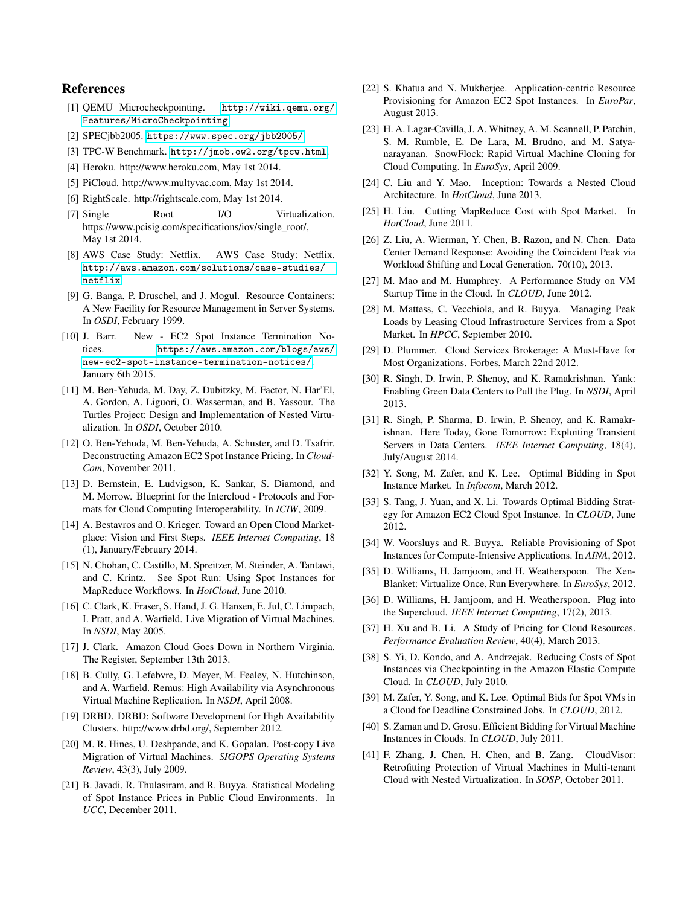## References

[1] QEMU Microcheckpointing. http://wiki.qemu.org/Features/MicroCheckpointing.

[2] SPECjbb2005. https://www.spec.org/jbb2005/.

[3] TPC-W Benchmark. http://jmob.ow2.org/tpcw.html.

[4] Heroku. http://www.heroku.com, May 1st 2014.

[5] PiCloud. http://www.multyvac.com, May 1st 2014.

[6] RightScale. http://rightscale.com, May 1st 2014.

[7] Single Root I/O Virtualization. https://www.pcisig.com/specifications/iov/single_root/, May 1st 2014.

[8] AWS Case Study: Netflix. AWS Case Study: Netflix. http://aws.amazon.com/solutions/case-studies/netflix.

[9] G. Banga, P. Druschel, and J. Mogul. Resource Containers: A New Facility for Resource Management in Server Systems. In *OSDI*, February 1999.

[10] J. Barr. New - EC2 Spot Instance Termination Notices. https://aws.amazon.com/blogs/aws/new-ec2-spot-instance-termination-notices/, January 6th 2015.

[11] M. Ben-Yehuda, M. Day, Z. Dubitzky, M. Factor, N. Har'El, A. Gordon, A. Liguori, O. Wasserman, and B. Yassour. The Turtles Project: Design and Implementation of Nested Virtualization. In *OSDI*, October 2010.

[12] O. Ben-Yehuda, M. Ben-Yehuda, A. Schuster, and D. Tsafrir. Deconstructing Amazon EC2 Spot Instance Pricing. In *CloudCom*, November 2011.

[13] D. Bernstein, E. Ludvigson, K. Sankar, S. Diamond, and M. Morrow. Blueprint for the Intercloud - Protocols and Formats for Cloud Computing Interoperability. In *ICIW*, 2009.

[14] A. Bestavros and O. Krieger. Toward an Open Cloud Marketplace: Vision and First Steps. *IEEE Internet Computing*, 18 (1), January/February 2014.

[15] N. Chohan, C. Castillo, M. Spreitzer, M. Steinder, A. Tantawi, and C. Krintz. See Spot Run: Using Spot Instances for MapReduce Workflows. In *HotCloud*, June 2010.

[16] C. Clark, K. Fraser, S. Hand, J. G. Hansen, E. Jul, C. Limpach, I. Pratt, and A. Warfield. Live Migration of Virtual Machines. In *NSDI*, May 2005.

[17] J. Clark. Amazon Cloud Goes Down in Northern Virginia. The Register, September 13th 2013.

[18] B. Cully, G. Lefebvre, D. Meyer, M. Feeley, N. Hutchinson, and A. Warfield. Remus: High Availability via Asynchronous Virtual Machine Replication. In *NSDI*, April 2008.

[19] DRBD. DRBD: Software Development for High Availability Clusters. http://www.drbd.org/, September 2012.

[20] M. R. Hines, U. Deshpande, and K. Gopalan. Post-copy Live Migration of Virtual Machines. *SIGOPS Operating Systems Review*, 43(3), July 2009.

[21] B. Javadi, R. Thulasiram, and R. Buyya. Statistical Modeling of Spot Instance Prices in Public Cloud Environments. In *UCC*, December 2011.

[22] S. Khatua and N. Mukherjee. Application-centric Resource Provisioning for Amazon EC2 Spot Instances. In *EuroPar*, August 2013.

[23] H. A. Lagar-Cavilla, J. A. Whitney, A. M. Scannell, P. Patchin, S. M. Rumble, E. De Lara, M. Brudno, and M. Satyanarayanan. SnowFlock: Rapid Virtual Machine Cloning for Cloud Computing. In *EuroSys*, April 2009.

[24] C. Liu and Y. Mao. Inception: Towards a Nested Cloud Architecture. In *HotCloud*, June 2013.

[25] H. Liu. Cutting MapReduce Cost with Spot Market. In *HotCloud*, June 2011.

[26] Z. Liu, A. Wierman, Y. Chen, B. Razon, and N. Chen. Data Center Demand Response: Avoiding the Coincident Peak via Workload Shifting and Local Generation. 70(10), 2013.

[27] M. Mao and M. Humphrey. A Performance Study on VM Startup Time in the Cloud. In *CLOUD*, June 2012.

[28] M. Mattess, C. Vecchiola, and R. Buyya. Managing Peak Loads by Leasing Cloud Infrastructure Services from a Spot Market. In *HPCC*, September 2010.

[29] D. Plummer. Cloud Services Brokerage: A Must-Have for Most Organizations. Forbes, March 22nd 2012.

[30] R. Singh, D. Irwin, P. Shenoy, and K. Ramakrishnan. Yank: Enabling Green Data Centers to Pull the Plug. In *NSDI*, April 2013.

[31] R. Singh, P. Sharma, D. Irwin, P. Shenoy, and K. Ramakrishnan. Here Today, Gone Tomorrow: Exploiting Transient Servers in Data Centers. *IEEE Internet Computing*, 18(4), July/August 2014.

[32] Y. Song, M. Zafer, and K. Lee. Optimal Bidding in Spot Instance Market. In *Infocom*, March 2012.

[33] S. Tang, J. Yuan, and X. Li. Towards Optimal Bidding Strategy for Amazon EC2 Cloud Spot Instance. In *CLOUD*, June 2012.

[34] W. Voorsluys and R. Buyya. Reliable Provisioning of Spot Instances for Compute-Intensive Applications. In *AINA*, 2012.

[35] D. Williams, H. Jamjoom, and H. Weatherspoon. The Xen-Blanket: Virtualize Once, Run Everywhere. In *EuroSys*, 2012.

[36] D. Williams, H. Jamjoom, and H. Weatherspoon. Plug into the Supercloud. *IEEE Internet Computing*, 17(2), 2013.

[37] H. Xu and B. Li. A Study of Pricing for Cloud Resources. *Performance Evaluation Review*, 40(4), March 2013.

[38] S. Yi, D. Kondo, and A. Andrzejak. Reducing Costs of Spot Instances via Checkpointing in the Amazon Elastic Compute Cloud. In *CLOUD*, July 2010.

[39] M. Zafer, Y. Song, and K. Lee. Optimal Bids for Spot VMs in a Cloud for Deadline Constrained Jobs. In *CLOUD*, 2012.

[40] S. Zaman and D. Grosu. Efficient Bidding for Virtual Machine Instances in Clouds. In *CLOUD*, July 2011.

[41] F. Zhang, J. Chen, H. Chen, and B. Zang. CloudVisor: Retrofitting Protection of Virtual Machines in Multi-tenant Cloud with Nested Virtualization. In *SOSP*, October 2011.